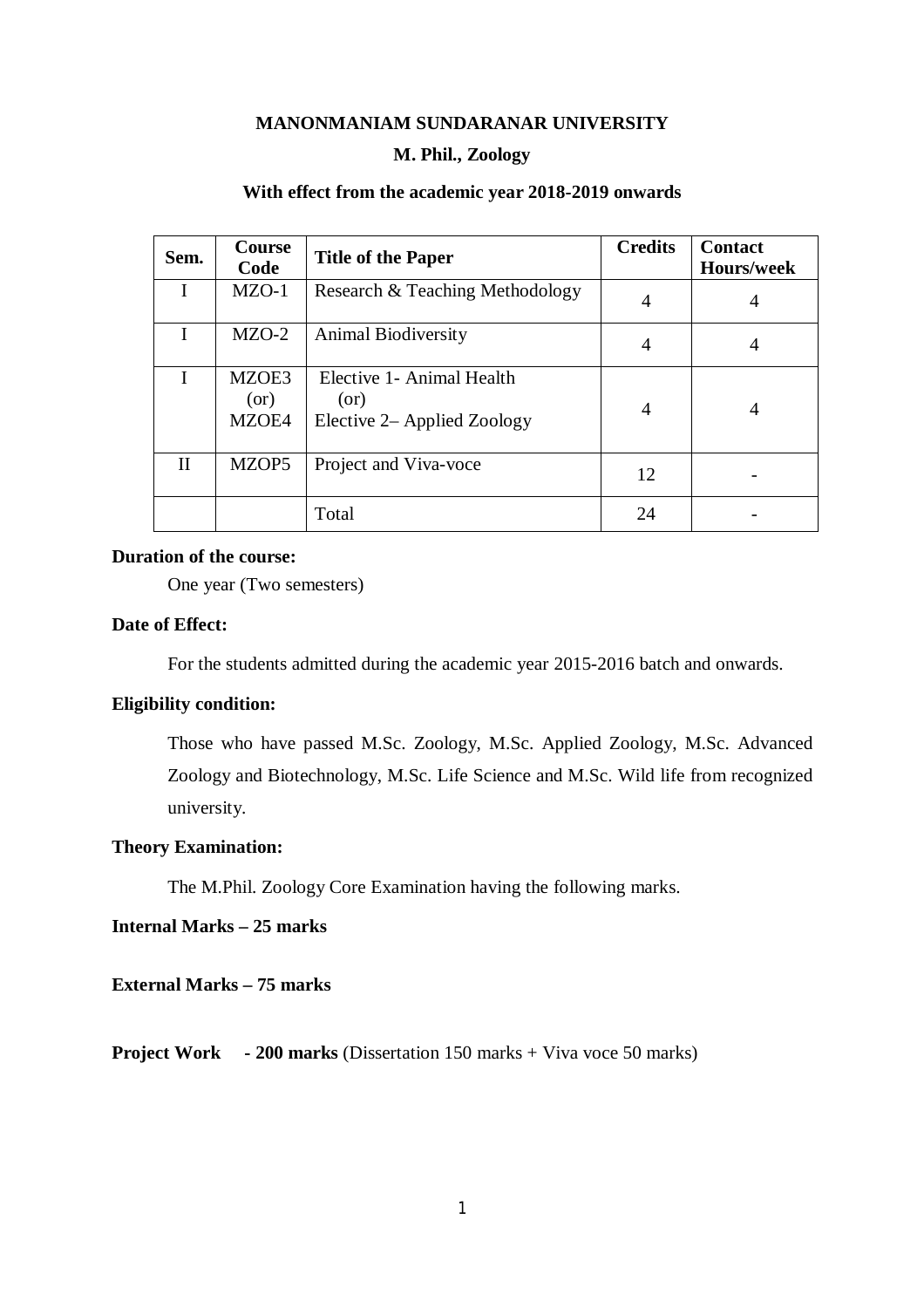# MANONMANIAM SUNDARANAR UNIVERSITY

## M. Phil., Zoology

### With effect from the academic year 2018-2019 onwards

| Sem. | Course Code | Title of the Paper | Credits | Contact Hours/week |
|---|---|---|---|---|
| I | MZO-1 | Research & Teaching Methodology | 4 | 4 |
| I | MZO-2 | Animal Biodiversity | 4 | 4 |
| I | MZOE3 (or) MZOE4 | Elective 1- Animal Health (or) Elective 2– Applied Zoology | 4 | 4 |
| II | MZOP5 | Project and Viva-voce | 12 | - |
| | | Total | 24 | - |

**Duration of the course:**

One year (Two semesters)

**Date of Effect:**

For the students admitted during the academic year 2015-2016 batch and onwards.

**Eligibility condition:**

Those who have passed M.Sc. Zoology, M.Sc. Applied Zoology, M.Sc. Advanced Zoology and Biotechnology, M.Sc. Life Science and M.Sc. Wild life from recognized university.

**Theory Examination:**

The M.Phil. Zoology Core Examination having the following marks.

**Internal Marks – 25 marks**

**External Marks – 75 marks**

**Project Work - 200 marks** (Dissertation 150 marks + Viva voce 50 marks)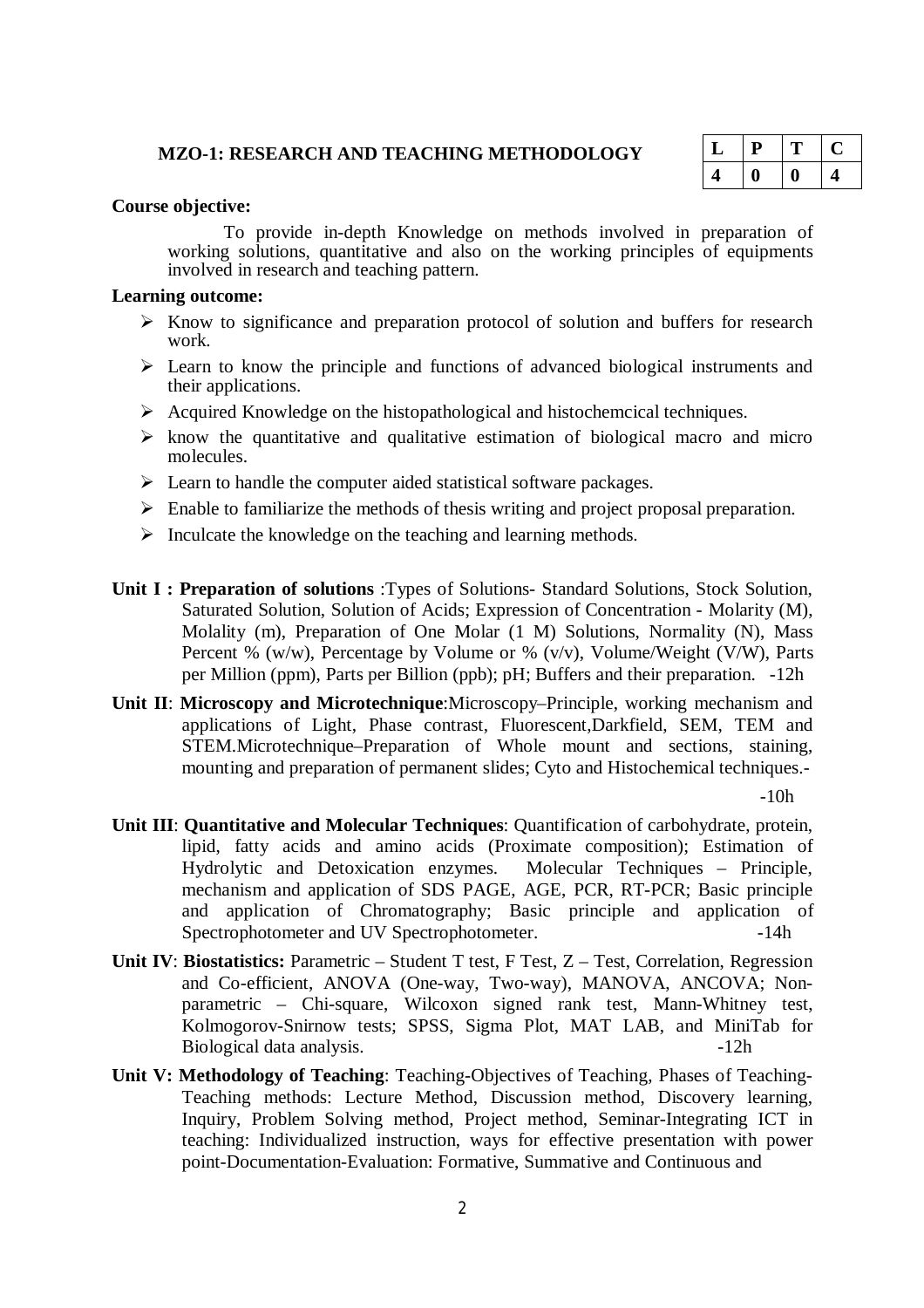## MZO-1: RESEARCH AND TEACHING METHODOLOGY

| L | P | T | C |
|---|---|---|---|
| 4 | 0 | 0 | 4 |

**Course objective:**

To provide in-depth Knowledge on methods involved in preparation of working solutions, quantitative and also on the working principles of equipments involved in research and teaching pattern.

**Learning outcome:**

- Know to significance and preparation protocol of solution and buffers for research work.
- Learn to know the principle and functions of advanced biological instruments and their applications.
- Acquired Knowledge on the histopathological and histochemcical techniques.
- know the quantitative and qualitative estimation of biological macro and micro molecules.
- Learn to handle the computer aided statistical software packages.
- Enable to familiarize the methods of thesis writing and project proposal preparation.
- Inculcate the knowledge on the teaching and learning methods.

**Unit I : Preparation of solutions** :Types of Solutions- Standard Solutions, Stock Solution, Saturated Solution, Solution of Acids; Expression of Concentration - Molarity (M), Molality (m), Preparation of One Molar (1 M) Solutions, Normality (N), Mass Percent % (w/w), Percentage by Volume or % (v/v), Volume/Weight (V/W), Parts per Million (ppm), Parts per Billion (ppb); pH; Buffers and their preparation. -12h

**Unit II**: **Microscopy and Microtechnique**:Microscopy–Principle, working mechanism and applications of Light, Phase contrast, Fluorescent,Darkfield, SEM, TEM and STEM.Microtechnique–Preparation of Whole mount and sections, staining, mounting and preparation of permanent slides; Cyto and Histochemical techniques.- -10h

**Unit III**: **Quantitative and Molecular Techniques**: Quantification of carbohydrate, protein, lipid, fatty acids and amino acids (Proximate composition); Estimation of Hydrolytic and Detoxication enzymes. Molecular Techniques – Principle, mechanism and application of SDS PAGE, AGE, PCR, RT-PCR; Basic principle and application of Chromatography; Basic principle and application of Spectrophotometer and UV Spectrophotometer. -14h

**Unit IV**: **Biostatistics:** Parametric – Student T test, F Test, Z – Test, Correlation, Regression and Co-efficient, ANOVA (One-way, Two-way), MANOVA, ANCOVA; Non-parametric – Chi-square, Wilcoxon signed rank test, Mann-Whitney test, Kolmogorov-Snirnow tests; SPSS, Sigma Plot, MAT LAB, and MiniTab for Biological data analysis. -12h

**Unit V: Methodology of Teaching**: Teaching-Objectives of Teaching, Phases of Teaching-Teaching methods: Lecture Method, Discussion method, Discovery learning, Inquiry, Problem Solving method, Project method, Seminar-Integrating ICT in teaching: Individualized instruction, ways for effective presentation with power point-Documentation-Evaluation: Formative, Summative and Continuous and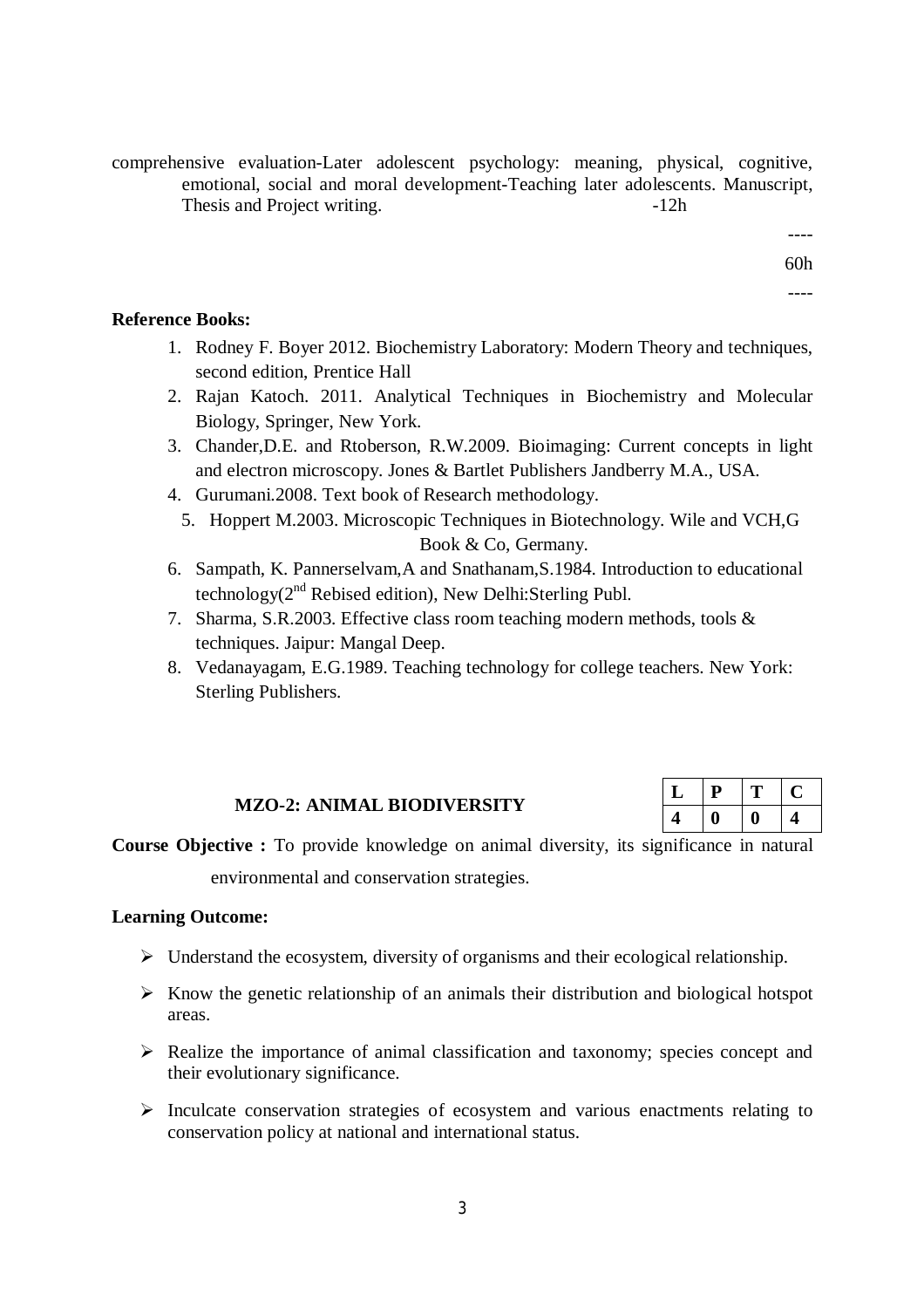comprehensive evaluation-Later adolescent psychology: meaning, physical, cognitive, emotional, social and moral development-Teaching later adolescents. Manuscript, Thesis and Project writing. -12h

----
60h
----

**Reference Books:**

1. Rodney F. Boyer 2012. Biochemistry Laboratory: Modern Theory and techniques, second edition, Prentice Hall
2. Rajan Katoch. 2011. Analytical Techniques in Biochemistry and Molecular Biology, Springer, New York.
3. Chander,D.E. and Rtoberson, R.W.2009. Bioimaging: Current concepts in light and electron microscopy. Jones & Bartlet Publishers Jandberry M.A., USA.
4. Gurumani.2008. Text book of Research methodology.
5. Hoppert M.2003. Microscopic Techniques in Biotechnology. Wile and VCH,G Book & Co, Germany.
6. Sampath, K. Pannerselvam,A and Snathanam,S.1984. Introduction to educational technology(2nd Rebised edition), New Delhi:Sterling Publ.
7. Sharma, S.R.2003. Effective class room teaching modern methods, tools & techniques. Jaipur: Mangal Deep.
8. Vedanayagam, E.G.1989. Teaching technology for college teachers. New York: Sterling Publishers.

## MZO-2: ANIMAL BIODIVERSITY

| L | P | T | C |
|---|---|---|---|
| 4 | 0 | 0 | 4 |

**Course Objective :** To provide knowledge on animal diversity, its significance in natural environmental and conservation strategies.

**Learning Outcome:**

- Understand the ecosystem, diversity of organisms and their ecological relationship.
- Know the genetic relationship of an animals their distribution and biological hotspot areas.
- Realize the importance of animal classification and taxonomy; species concept and their evolutionary significance.
- Inculcate conservation strategies of ecosystem and various enactments relating to conservation policy at national and international status.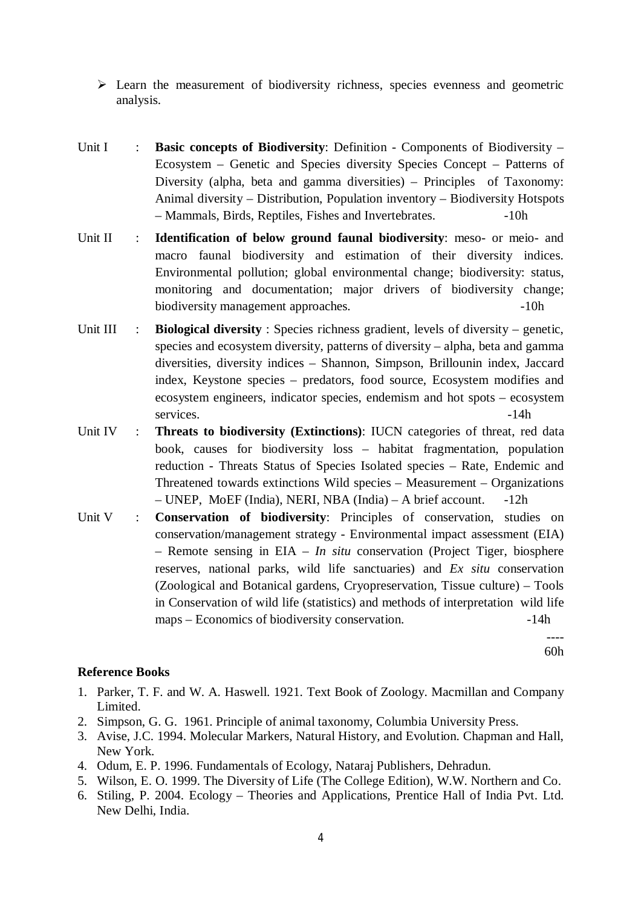- Learn the measurement of biodiversity richness, species evenness and geometric analysis.

Unit I : **Basic concepts of Biodiversity**: Definition - Components of Biodiversity – Ecosystem – Genetic and Species diversity Species Concept – Patterns of Diversity (alpha, beta and gamma diversities) – Principles of Taxonomy: Animal diversity – Distribution, Population inventory – Biodiversity Hotspots – Mammals, Birds, Reptiles, Fishes and Invertebrates. -10h

Unit II : **Identification of below ground faunal biodiversity**: meso- or meio- and macro faunal biodiversity and estimation of their diversity indices. Environmental pollution; global environmental change; biodiversity: status, monitoring and documentation; major drivers of biodiversity change; biodiversity management approaches. -10h

Unit III : **Biological diversity** : Species richness gradient, levels of diversity – genetic, species and ecosystem diversity, patterns of diversity – alpha, beta and gamma diversities, diversity indices – Shannon, Simpson, Brillounin index, Jaccard index, Keystone species – predators, food source, Ecosystem modifies and ecosystem engineers, indicator species, endemism and hot spots – ecosystem services. -14h

Unit IV : **Threats to biodiversity (Extinctions)**: IUCN categories of threat, red data book, causes for biodiversity loss – habitat fragmentation, population reduction - Threats Status of Species Isolated species – Rate, Endemic and Threatened towards extinctions Wild species – Measurement – Organizations – UNEP, MoEF (India), NERI, NBA (India) – A brief account. -12h

Unit V : **Conservation of biodiversity**: Principles of conservation, studies on conservation/management strategy - Environmental impact assessment (EIA) – Remote sensing in EIA – *In situ* conservation (Project Tiger, biosphere reserves, national parks, wild life sanctuaries) and *Ex situ* conservation (Zoological and Botanical gardens, Cryopreservation, Tissue culture) – Tools in Conservation of wild life (statistics) and methods of interpretation wild life maps – Economics of biodiversity conservation. -14h

----
60h

**Reference Books**

1. Parker, T. F. and W. A. Haswell. 1921. Text Book of Zoology. Macmillan and Company Limited.
2. Simpson, G. G. 1961. Principle of animal taxonomy, Columbia University Press.
3. Avise, J.C. 1994. Molecular Markers, Natural History, and Evolution. Chapman and Hall, New York.
4. Odum, E. P. 1996. Fundamentals of Ecology, Nataraj Publishers, Dehradun.
5. Wilson, E. O. 1999. The Diversity of Life (The College Edition), W.W. Northern and Co.
6. Stiling, P. 2004. Ecology – Theories and Applications, Prentice Hall of India Pvt. Ltd. New Delhi, India.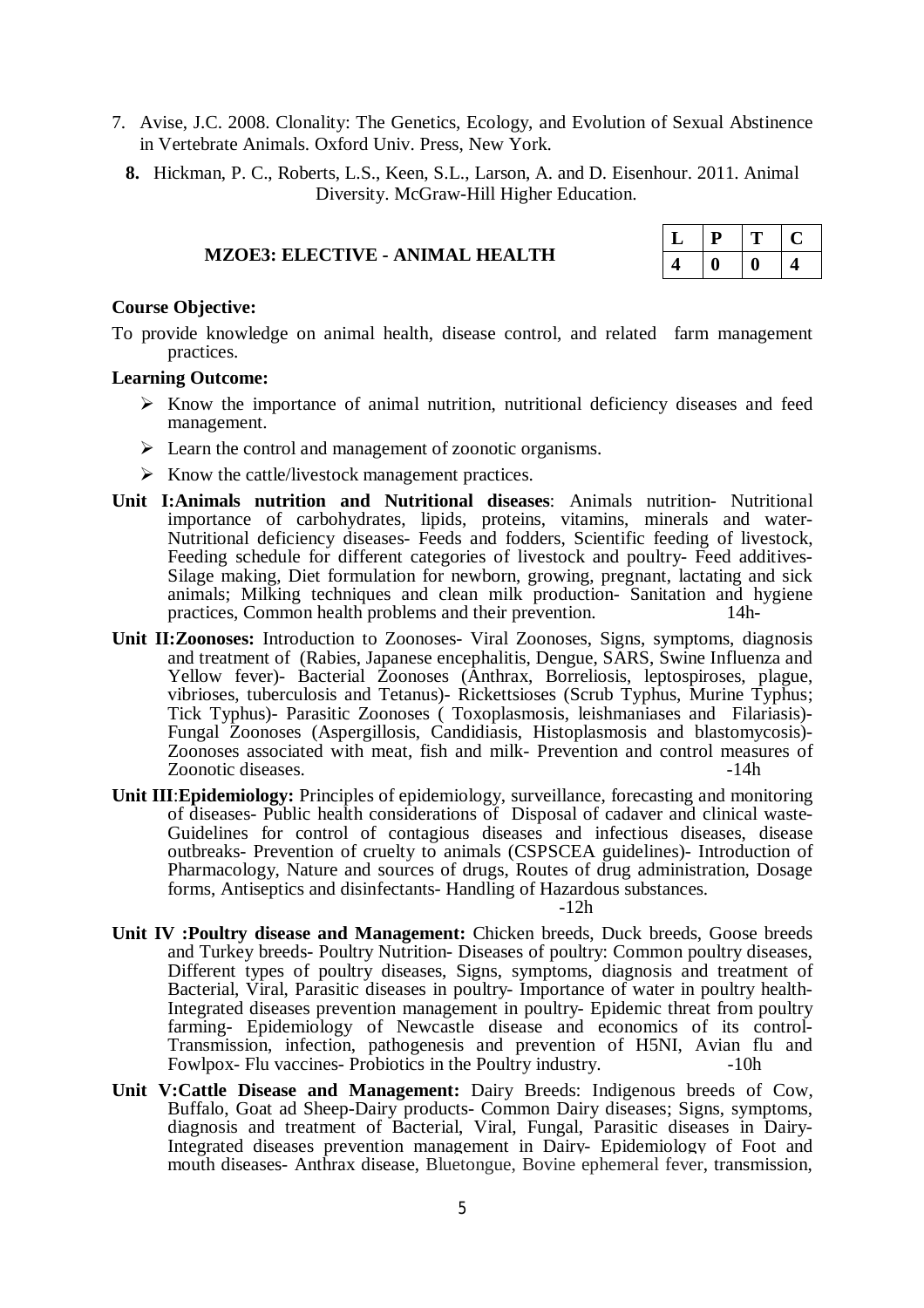7. Avise, J.C. 2008. Clonality: The Genetics, Ecology, and Evolution of Sexual Abstinence in Vertebrate Animals. Oxford Univ. Press, New York.
8. Hickman, P. C., Roberts, L.S., Keen, S.L., Larson, A. and D. Eisenhour. 2011. Animal Diversity. McGraw-Hill Higher Education.

## MZOE3: ELECTIVE - ANIMAL HEALTH

| L | P | T | C |
|---|---|---|---|
| 4 | 0 | 0 | 4 |

**Course Objective:**

To provide knowledge on animal health, disease control, and related farm management practices.

**Learning Outcome:**

- Know the importance of animal nutrition, nutritional deficiency diseases and feed management.
- Learn the control and management of zoonotic organisms.
- Know the cattle/livestock management practices.

**Unit I:Animals nutrition and Nutritional diseases**: Animals nutrition- Nutritional importance of carbohydrates, lipids, proteins, vitamins, minerals and water- Nutritional deficiency diseases- Feeds and fodders, Scientific feeding of livestock, Feeding schedule for different categories of livestock and poultry- Feed additives- Silage making, Diet formulation for newborn, growing, pregnant, lactating and sick animals; Milking techniques and clean milk production- Sanitation and hygiene practices, Common health problems and their prevention. 14h-

**Unit II:Zoonoses:** Introduction to Zoonoses- Viral Zoonoses, Signs, symptoms, diagnosis and treatment of (Rabies, Japanese encephalitis, Dengue, SARS, Swine Influenza and Yellow fever)- Bacterial Zoonoses (Anthrax, Borreliosis, leptospiroses, plague, vibrioses, tuberculosis and Tetanus)- Rickettsioses (Scrub Typhus, Murine Typhus; Tick Typhus)- Parasitic Zoonoses ( Toxoplasmosis, leishmaniases and Filariasis)- Fungal Zoonoses (Aspergillosis, Candidiasis, Histoplasmosis and blastomycosis)- Zoonoses associated with meat, fish and milk- Prevention and control measures of Zoonotic diseases. -14h

**Unit III**:**Epidemiology:** Principles of epidemiology, surveillance, forecasting and monitoring of diseases- Public health considerations of Disposal of cadaver and clinical waste- Guidelines for control of contagious diseases and infectious diseases, disease outbreaks- Prevention of cruelty to animals (CSPSCEA guidelines)- Introduction of Pharmacology, Nature and sources of drugs, Routes of drug administration, Dosage forms, Antiseptics and disinfectants- Handling of Hazardous substances. -12h

**Unit IV :Poultry disease and Management:** Chicken breeds, Duck breeds, Goose breeds and Turkey breeds- Poultry Nutrition- Diseases of poultry: Common poultry diseases, Different types of poultry diseases, Signs, symptoms, diagnosis and treatment of Bacterial, Viral, Parasitic diseases in poultry- Importance of water in poultry health- Integrated diseases prevention management in poultry- Epidemic threat from poultry farming- Epidemiology of Newcastle disease and economics of its control- Transmission, infection, pathogenesis and prevention of H5NI, Avian flu and Fowlpox- Flu vaccines- Probiotics in the Poultry industry. -10h

**Unit V:Cattle Disease and Management:** Dairy Breeds: Indigenous breeds of Cow, Buffalo, Goat ad Sheep-Dairy products- Common Dairy diseases; Signs, symptoms, diagnosis and treatment of Bacterial, Viral, Fungal, Parasitic diseases in Dairy- Integrated diseases prevention management in Dairy- Epidemiology of Foot and mouth diseases- Anthrax disease, Bluetongue, Bovine ephemeral fever, transmission,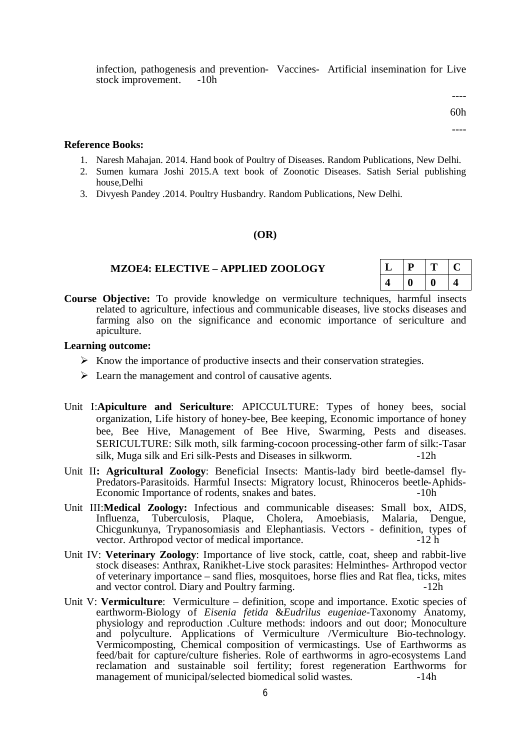infection, pathogenesis and prevention- Vaccines- Artificial insemination for Live stock improvement. -10h

----

60h

----

**Reference Books:**

1. Naresh Mahajan. 2014. Hand book of Poultry of Diseases. Random Publications, New Delhi.
2. Sumen kumara Joshi 2015.A text book of Zoonotic Diseases. Satish Serial publishing house,Delhi
3. Divyesh Pandey .2014. Poultry Husbandry. Random Publications, New Delhi.

**(OR)**

### MZOE4: ELECTIVE – APPLIED ZOOLOGY

| L | P | T | C |
|---|---|---|---|
| 4 | 0 | 0 | 4 |

**Course Objective:** To provide knowledge on vermiculture techniques, harmful insects related to agriculture, infectious and communicable diseases, live stocks diseases and farming also on the significance and economic importance of sericulture and apiculture.

**Learning outcome:**

- Know the importance of productive insects and their conservation strategies.
- Learn the management and control of causative agents.

Unit I:**Apiculture and Sericulture**: APICCULTURE: Types of honey bees, social organization, Life history of honey-bee, Bee keeping, Economic importance of honey bee, Bee Hive, Management of Bee Hive, Swarming, Pests and diseases. SERICULTURE: Silk moth, silk farming-cocoon processing-other farm of silk:-Tasar silk, Muga silk and Eri silk-Pests and Diseases in silkworm. -12h

Unit II**: Agricultural Zoology**: Beneficial Insects: Mantis-lady bird beetle-damsel fly-Predators-Parasitoids. Harmful Insects: Migratory locust, Rhinoceros beetle-Aphids-Economic Importance of rodents, snakes and bates. -10h

Unit III:**Medical Zoology:** Infectious and communicable diseases: Small box, AIDS, Influenza, Tuberculosis, Plaque, Cholera, Amoebiasis, Malaria, Dengue, Chicgunkunya, Trypanosomiasis and Elephantiasis. Vectors - definition, types of vector. Arthropod vector of medical importance. -12 h

Unit IV: **Veterinary Zoology**: Importance of live stock, cattle, coat, sheep and rabbit-live stock diseases: Anthrax, Ranikhet-Live stock parasites: Helminthes- Arthropod vector of veterinary importance – sand flies, mosquitoes, horse flies and Rat flea, ticks, mites and vector control. Diary and Poultry farming. -12h

Unit V: **Vermiculture**: Vermiculture – definition, scope and importance. Exotic species of earthworm-Biology of *Eisenia fetida* &*Eudrilus eugeniae*-Taxonomy Anatomy, physiology and reproduction .Culture methods: indoors and out door; Monoculture and polyculture. Applications of Vermiculture /Vermiculture Bio-technology. Vermicomposting, Chemical composition of vermicastings. Use of Earthworms as feed/bait for capture/culture fisheries. Role of earthworms in agro-ecosystems Land reclamation and sustainable soil fertility; forest regeneration Earthworms for management of municipal/selected biomedical solid wastes. -14h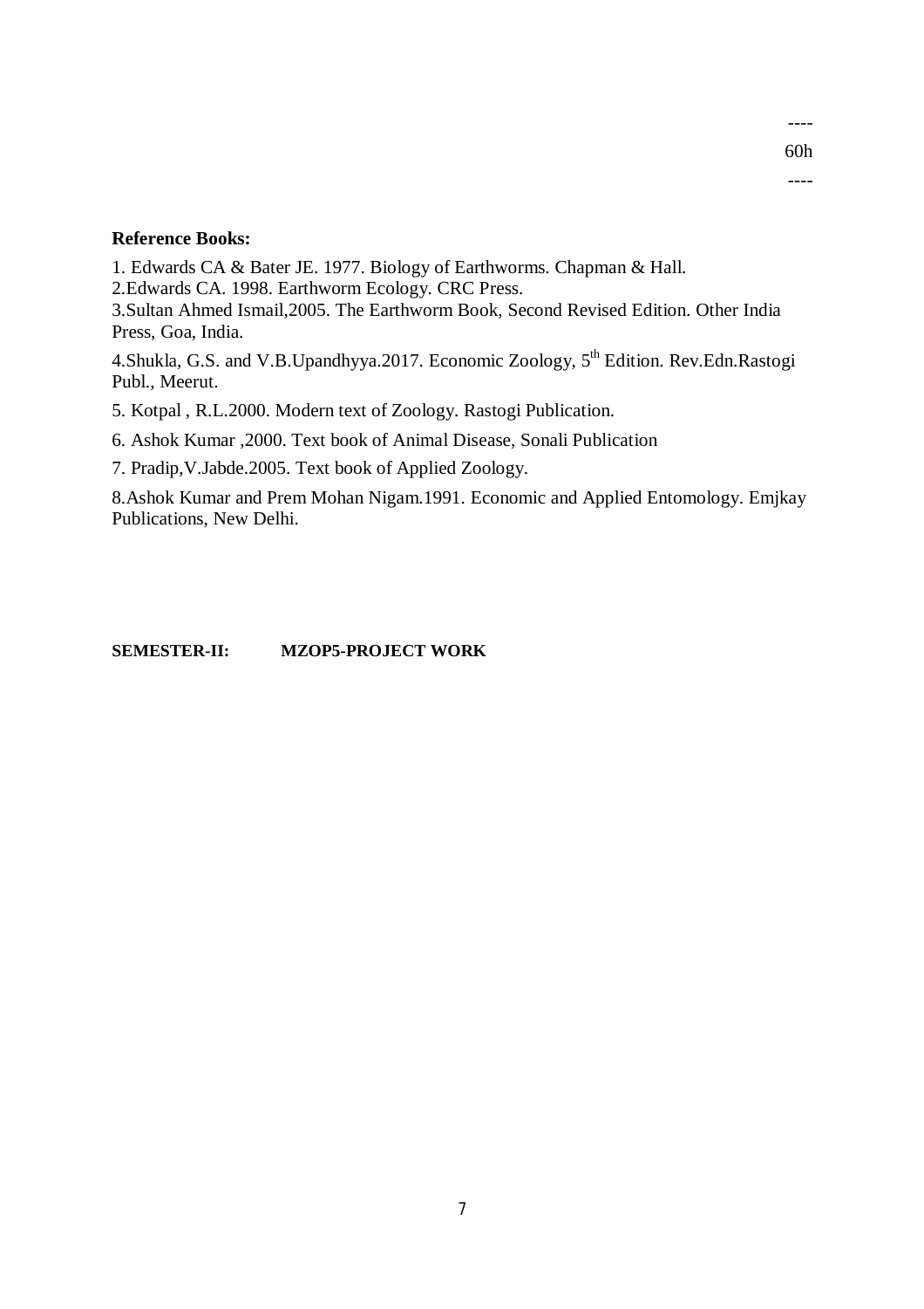----

60h

----

**Reference Books:**

1. Edwards CA & Bater JE. 1977. Biology of Earthworms. Chapman & Hall.
2.Edwards CA. 1998. Earthworm Ecology. CRC Press.
3.Sultan Ahmed Ismail,2005. The Earthworm Book, Second Revised Edition. Other India Press, Goa, India.

4.Shukla, G.S. and V.B.Upandhyya.2017. Economic Zoology, 5th Edition. Rev.Edn.Rastogi Publ., Meerut.

5. Kotpal , R.L.2000. Modern text of Zoology. Rastogi Publication.

6. Ashok Kumar ,2000. Text book of Animal Disease, Sonali Publication

7. Pradip,V.Jabde.2005. Text book of Applied Zoology.

8.Ashok Kumar and Prem Mohan Nigam.1991. Economic and Applied Entomology. Emjkay Publications, New Delhi.

**SEMESTER-II: MZOP5-PROJECT WORK**